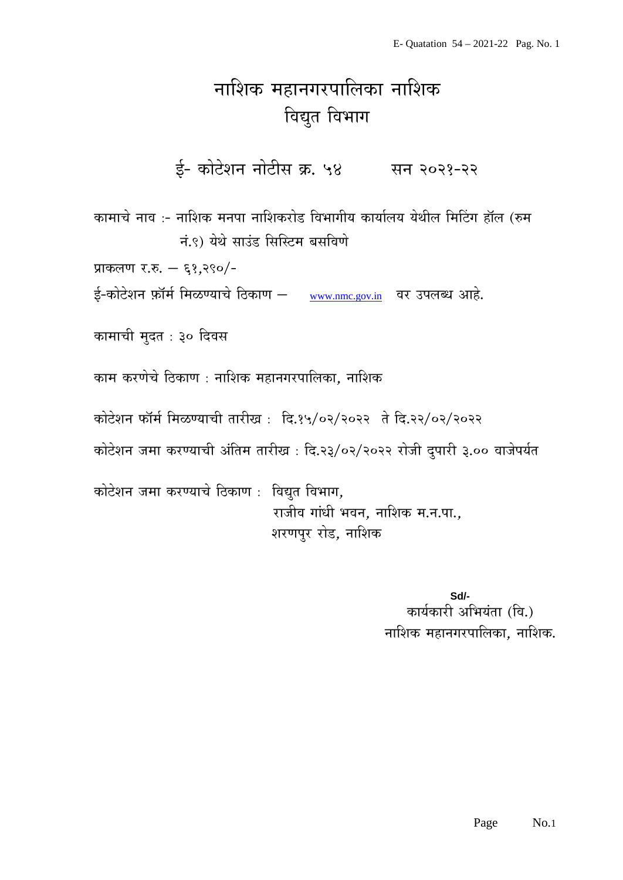# नाशिक महानगरपालिका नाशिक
## विद्युत विभाग

### ई- कोटेशन नोटीस क्र. ५४ सन २०२१-२२

कामाचे नाव :- नाशिक मनपा नाशिकरोड विभागीय कार्यालय येथील मिटिंग हॉल (रुम नं.९) येथे साउंड सिस्टिम बसविणे

प्राकलण र.रु. – ६१,२९०/-

ई-कोटेशन फ़ॉर्म मिळण्याचे ठिकाण – www.nmc.gov.in वर उपलब्ध आहे.

कामाची मुदत : ३० दिवस

काम करणेचे ठिकाण : नाशिक महानगरपालिका, नाशिक

कोटेशन फॉर्म मिळण्याची तारीख : दि.१५/०२/२०२२ ते दि.२२/०२/२०२२

कोटेशन जमा करण्याची अंतिम तारीख : दि.२३/०२/२०२२ रोजी दुपारी ३.०० वाजेपर्यंत

कोटेशन जमा करण्याचे ठिकाण : विद्युत विभाग,
राजीव गांधी भवन, नाशिक म.न.पा.,
शरणपुर रोड, नाशिक

**Sd/-**
कार्यकारी अभियंता (वि.)
नाशिक महानगरपालिका, नाशिक.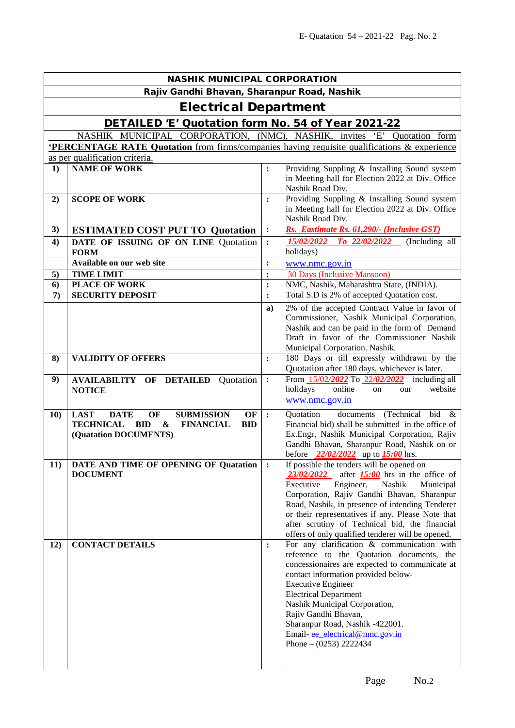## NASHIK MUNICIPAL CORPORATION

### Rajiv Gandhi Bhavan, Sharanpur Road, Nashik

# Electrical Department

## DETAILED 'E' Quotation form No. 54 of Year 2021-22

NASHIK MUNICIPAL CORPORATION, (NMC), NASHIK, invites 'E' Quotation form **'PERCENTAGE RATE Quotation** from firms/companies having requisite qualifications & experience as per qualification criteria.

| | | | |
|---|---|---|---|
| **1)** | **NAME OF WORK** | **:** | Providing Suppling & Installing Sound system in Meeting hall for Election 2022 at Div. Office Nashik Road Div. |
| **2)** | **SCOPE OF WORK** | **:** | Providing Suppling & Installing Sound system in Meeting hall for Election 2022 at Div. Office Nashik Road Div. |
| **3)** | **ESTIMATED COST PUT TO Quotation** | **:** | ***Rs. Eastimate Rs. 61,290/- (Inclusive GST)*** |
| **4)** | **DATE OF ISSUING OF ON LINE Quotation FORM** | **:** | *15/02/2022 To 22/02/2022* (Including all holidays) |
| | **Available on our web site** | **:** | www.nmc.gov.in |
| **5)** | **TIME LIMIT** | **:** | 30 Days (Inclusive Mansoon) |
| **6)** | **PLACE OF WORK** | **:** | NMC, Nashik, Maharashtra State, (INDIA). |
| **7)** | **SECURITY DEPOSIT** | **:** | Total S.D is 2% of accepted Quotation cost. |
| | | **a)** | 2% of the accepted Contract Value in favor of Commissioner, Nashik Municipal Corporation, Nashik and can be paid in the form of Demand Draft in favor of the Commissioner Nashik Municipal Corporation. Nashik. |
| **8)** | **VALIDITY OF OFFERS** | **:** | 180 Days or till expressly withdrawn by the Quotation after 180 days, whichever is later. |
| **9)** | **AVAILABILITY OF DETAILED Quotation NOTICE** | **:** | From 15/02/***2022*** To 22/***02/2022*** including all holidays online on our website www.nmc.gov.in |
| **10)** | **LAST DATE OF SUBMISSION OF TECHNICAL BID & FINANCIAL BID (Quatation DOCUMENTS)** | **:** | Quotation documents (Technical bid & Financial bid) shall be submitted in the office of Ex.Engr, Nashik Municipal Corporation, Rajiv Gandhi Bhavan, Sharanpur Road, Nashik on or before *22/02/2022* up to ***15:00*** hrs. |
| **11)** | **DATE AND TIME OF OPENING OF Quatation DOCUMENT** | **:** | If possible the tenders will be opened on *23/02/2022* after ***15:00*** hrs in the office of Executive Engineer, Nashik Municipal Corporation, Rajiv Gandhi Bhavan, Sharanpur Road, Nashik, in presence of intending Tenderer or their representatives if any. Please Note that after scrutiny of Technical bid, the financial offers of only qualified tenderer will be opened. |
| **12)** | **CONTACT DETAILS** | **:** | For any clarification & communication with reference to the Quotation documents, the concessionaires are expected to communicate at contact information provided below-<br>Executive Engineer<br>Electrical Department<br>Nashik Municipal Corporation,<br>Rajiv Gandhi Bhavan,<br>Sharanpur Road, Nashik -422001.<br>Email- ee_electrical@nmc.gov.in<br>Phone – (0253) 2222434 |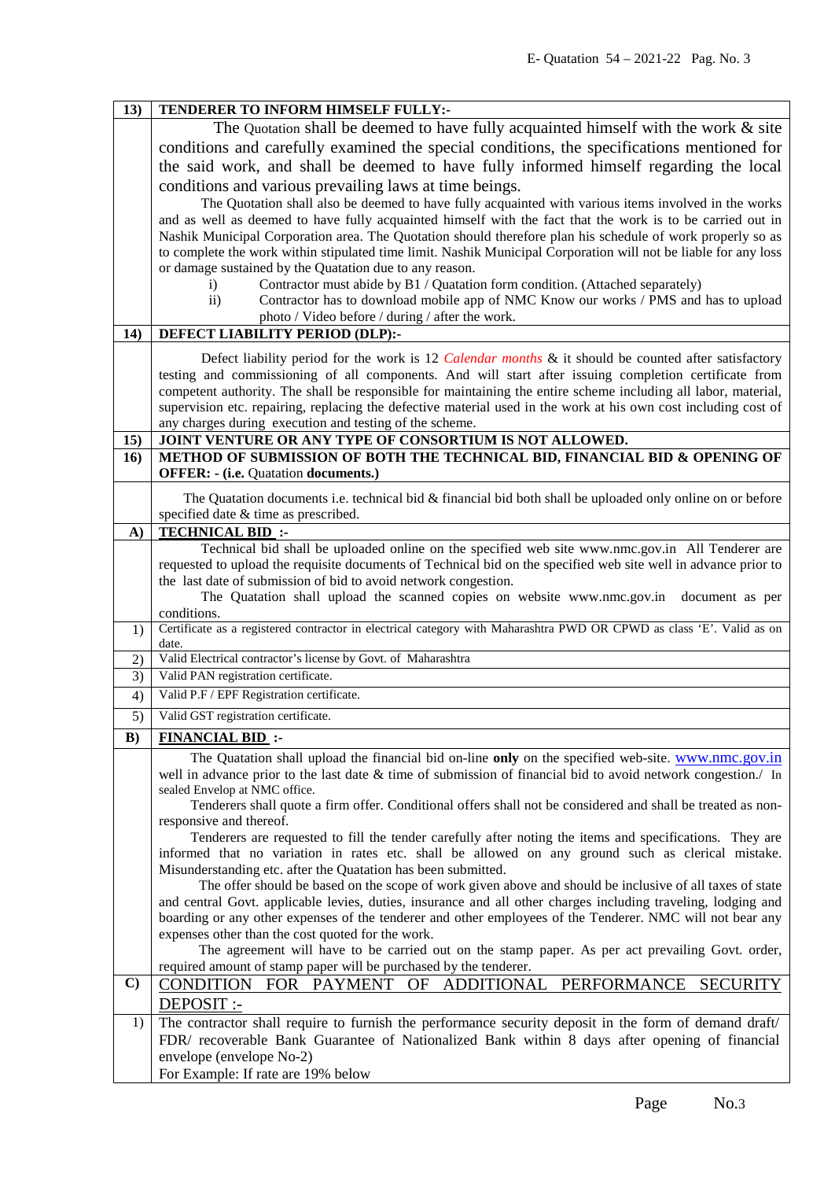| 13) | **TENDERER TO INFORM HIMSELF FULLY:-** |
|---|---|
| | The Quotation shall be deemed to have fully acquainted himself with the work & site conditions and carefully examined the special conditions, the specifications mentioned for the said work, and shall be deemed to have fully informed himself regarding the local conditions and various prevailing laws at time beings.<br>The Quotation shall also be deemed to have fully acquainted with various items involved in the works and as well as deemed to have fully acquainted himself with the fact that the work is to be carried out in Nashik Municipal Corporation area. The Quotation should therefore plan his schedule of work properly so as to complete the work within stipulated time limit. Nashik Municipal Corporation will not be liable for any loss or damage sustained by the Quatation due to any reason.<br>i) Contractor must abide by B1 / Quatation form condition. (Attached separately)<br>ii) Contractor has to download mobile app of NMC Know our works / PMS and has to upload photo / Video before / during / after the work. |
| 14) | **DEFECT LIABILITY PERIOD (DLP):-** |
| | Defect liability period for the work is 12 *Calendar months* & it should be counted after satisfactory testing and commissioning of all components. And will start after issuing completion certificate from competent authority. The shall be responsible for maintaining the entire scheme including all labor, material, supervision etc. repairing, replacing the defective material used in the work at his own cost including cost of any charges during execution and testing of the scheme. |
| 15) | **JOINT VENTURE OR ANY TYPE OF CONSORTIUM IS NOT ALLOWED.** |
| 16) | **METHOD OF SUBMISSION OF BOTH THE TECHNICAL BID, FINANCIAL BID & OPENING OF OFFER: - (i.e.** Quotation **documents.)** |
| | The Quatation documents i.e. technical bid & financial bid both shall be uploaded only online on or before specified date & time as prescribed. |
| A) | **TECHNICAL BID :-** |
| | Technical bid shall be uploaded online on the specified web site www.nmc.gov.in All Tenderer are requested to upload the requisite documents of Technical bid on the specified web site well in advance prior to the last date of submission of bid to avoid network congestion.<br>The Quatation shall upload the scanned copies on website www.nmc.gov.in document as per conditions. |
| 1) | Certificate as a registered contractor in electrical category with Maharashtra PWD OR CPWD as class 'E'. Valid as on date. |
| 2) | Valid Electrical contractor's license by Govt. of Maharashtra |
| 3) | Valid PAN registration certificate. |
| 4) | Valid P.F / EPF Registration certificate. |
| 5) | Valid GST registration certificate. |
| B) | **FINANCIAL BID :-** |
| | The Quatation shall upload the financial bid on-line **only** on the specified web-site. www.nmc.gov.in well in advance prior to the last date & time of submission of financial bid to avoid network congestion./ In sealed Envelop at NMC office.<br>Tenderers shall quote a firm offer. Conditional offers shall not be considered and shall be treated as non-responsive and thereof.<br>Tenderers are requested to fill the tender carefully after noting the items and specifications. They are informed that no variation in rates etc. shall be allowed on any ground such as clerical mistake. Misunderstanding etc. after the Quatation has been submitted.<br>The offer should be based on the scope of work given above and should be inclusive of all taxes of state and central Govt. applicable levies, duties, insurance and all other charges including traveling, lodging and boarding or any other expenses of the tenderer and other employees of the Tenderer. NMC will not bear any expenses other than the cost quoted for the work.<br>The agreement will have to be carried out on the stamp paper. As per act prevailing Govt. order, required amount of stamp paper will be purchased by the tenderer. |
| C) | CONDITION FOR PAYMENT OF ADDITIONAL PERFORMANCE SECURITY DEPOSIT :- |
| 1) | The contractor shall require to furnish the performance security deposit in the form of demand draft/ FDR/ recoverable Bank Guarantee of Nationalized Bank within 8 days after opening of financial envelope (envelope No-2)<br>For Example: If rate are 19% below |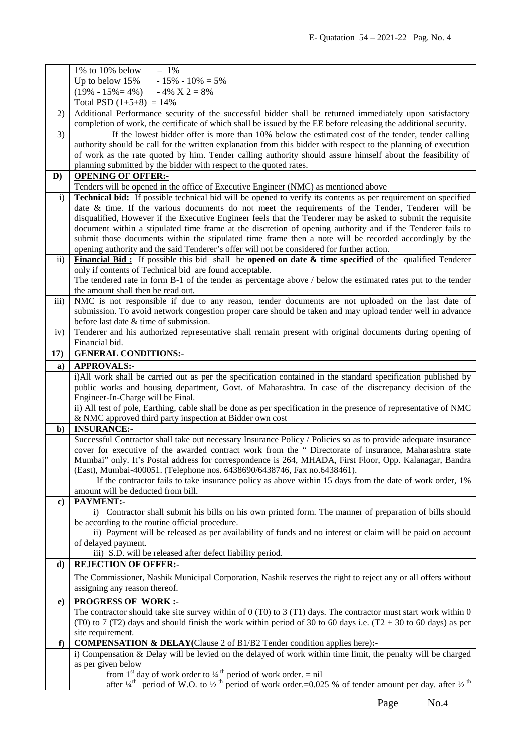| | |
|---|---|
| | 1% to 10% below – 1%<br>Up to below 15% - 15% - 10% = 5%<br>(19% - 15%= 4%) - 4% X 2 = 8%<br>Total PSD (1+5+8) = 14% |
| 2) | Additional Performance security of the successful bidder shall be returned immediately upon satisfactory completion of work, the certificate of which shall be issued by the EE before releasing the additional security. |
| 3) | If the lowest bidder offer is more than 10% below the estimated cost of the tender, tender calling authority should be call for the written explanation from this bidder with respect to the planning of execution of work as the rate quoted by him. Tender calling authority should assure himself about the feasibility of planning submitted by the bidder with respect to the quoted rates. |
| **D)** | **OPENING OF OFFER:-** |
| | Tenders will be opened in the office of Executive Engineer (NMC) as mentioned above |
| i) | **Technical bid:** If possible technical bid will be opened to verify its contents as per requirement on specified date & time. If the various documents do not meet the requirements of the Tender, Tenderer will be disqualified, However if the Executive Engineer feels that the Tenderer may be asked to submit the requisite document within a stipulated time frame at the discretion of opening authority and if the Tenderer fails to submit those documents within the stipulated time frame then a note will be recorded accordingly by the opening authority and the said Tenderer's offer will not be considered for further action. |
| ii) | **Financial Bid :** If possible this bid shall be **opened on date & time specified** of the qualified Tenderer only if contents of Technical bid are found acceptable.<br>The tendered rate in form B-1 of the tender as percentage above / below the estimated rates put to the tender the amount shall then be read out. |
| iii) | NMC is not responsible if due to any reason, tender documents are not uploaded on the last date of submission. To avoid network congestion proper care should be taken and may upload tender well in advance before last date & time of submission. |
| iv) | Tenderer and his authorized representative shall remain present with original documents during opening of Financial bid. |
| **17)** | **GENERAL CONDITIONS:-** |
| **a)** | **APPROVALS:-** |
| | i)All work shall be carried out as per the specification contained in the standard specification published by public works and housing department, Govt. of Maharashtra. In case of the discrepancy decision of the Engineer-In-Charge will be Final.<br>ii) All test of pole, Earthing, cable shall be done as per specification in the presence of representative of NMC & NMC approved third party inspection at Bidder own cost |
| **b)** | **INSURANCE:-** |
| | Successful Contractor shall take out necessary Insurance Policy / Policies so as to provide adequate insurance cover for executive of the awarded contract work from the " Directorate of insurance, Maharashtra state Mumbai" only. It's Postal address for correspondence is 264, MHADA, First Floor, Opp. Kalanagar, Bandra (East), Mumbai-400051. (Telephone nos. 6438690/6438746, Fax no.6438461).<br>If the contractor fails to take insurance policy as above within 15 days from the date of work order, 1% amount will be deducted from bill. |
| **c)** | **PAYMENT:-** |
| | i) Contractor shall submit his bills on his own printed form. The manner of preparation of bills should be according to the routine official procedure.<br>ii) Payment will be released as per availability of funds and no interest or claim will be paid on account of delayed payment.<br>iii) S.D. will be released after defect liability period. |
| **d)** | **REJECTION OF OFFER:-** |
| | The Commissioner, Nashik Municipal Corporation, Nashik reserves the right to reject any or all offers without assigning any reason thereof. |
| **e)** | **PROGRESS OF WORK :-** |
| | The contractor should take site survey within of 0 (T0) to 3 (T1) days. The contractor must start work within 0 (T0) to 7 (T2) days and should finish the work within period of 30 to 60 days i.e. (T2 + 30 to 60 days) as per site requirement. |
| **f)** | **COMPENSATION & DELAY**(Clause 2 of B1/B2 Tender condition applies here)**:-** |
| | i) Compensation & Delay will be levied on the delayed of work within time limit, the penalty will be charged as per given below<br>from 1st day of work order to ¼ th period of work order. = nil<br>after ¼th period of W.O. to ½ th period of work order.=0.025 % of tender amount per day. after ½ th |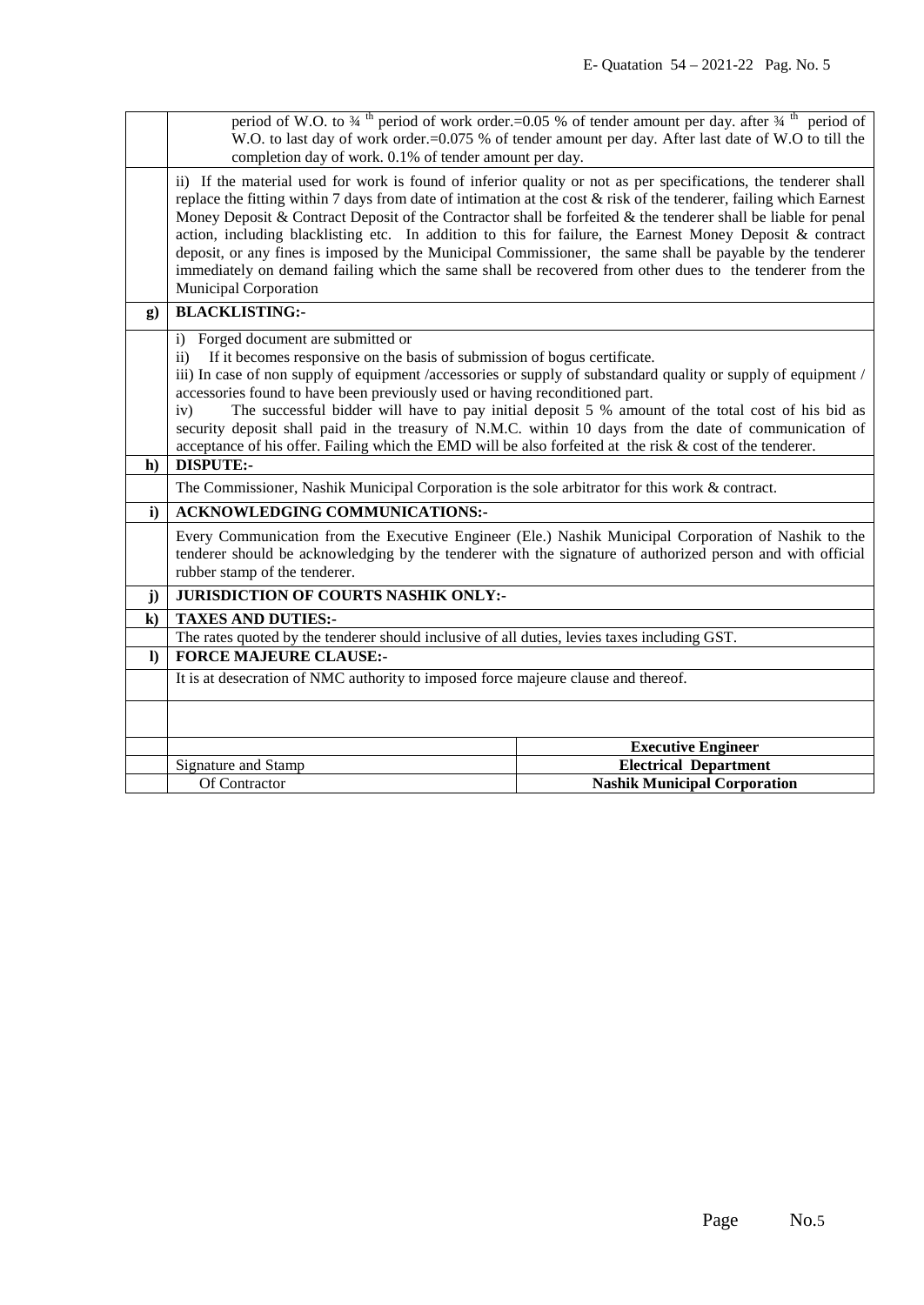| | |
|---|---|
| | period of W.O. to ¾ [th] period of work order.=0.05 % of tender amount per day. after ¾ [th] period of W.O. to last day of work order.=0.075 % of tender amount per day. After last date of W.O to till the completion day of work. 0.1% of tender amount per day. |
| | ii) If the material used for work is found of inferior quality or not as per specifications, the tenderer shall replace the fitting within 7 days from date of intimation at the cost & risk of the tenderer, failing which Earnest Money Deposit & Contract Deposit of the Contractor shall be forfeited & the tenderer shall be liable for penal action, including blacklisting etc. In addition to this for failure, the Earnest Money Deposit & contract deposit, or any fines is imposed by the Municipal Commissioner, the same shall be payable by the tenderer immediately on demand failing which the same shall be recovered from other dues to the tenderer from the Municipal Corporation |
| **g)** | **BLACKLISTING:-** |
| | i) Forged document are submitted or<br>ii) If it becomes responsive on the basis of submission of bogus certificate.<br>iii) In case of non supply of equipment /accessories or supply of substandard quality or supply of equipment / accessories found to have been previously used or having reconditioned part.<br>iv) The successful bidder will have to pay initial deposit 5 % amount of the total cost of his bid as security deposit shall paid in the treasury of N.M.C. within 10 days from the date of communication of acceptance of his offer. Failing which the EMD will be also forfeited at the risk & cost of the tenderer. |
| **h)** | **DISPUTE:-** |
| | The Commissioner, Nashik Municipal Corporation is the sole arbitrator for this work & contract. |
| **i)** | **ACKNOWLEDGING COMMUNICATIONS:-** |
| | Every Communication from the Executive Engineer (Ele.) Nashik Municipal Corporation of Nashik to the tenderer should be acknowledging by the tenderer with the signature of authorized person and with official rubber stamp of the tenderer. |
| **j)** | **JURISDICTION OF COURTS NASHIK ONLY:-** |
| **k)** | **TAXES AND DUTIES:-** |
| | The rates quoted by the tenderer should inclusive of all duties, levies taxes including GST. |
| **l)** | **FORCE MAJEURE CLAUSE:-** |
| | It is at desecration of NMC authority to imposed force majeure clause and thereof. |

| | |
|---|---|
| | **Executive Engineer** |
| Signature and Stamp | **Electrical Department** |
| Of Contractor | **Nashik Municipal Corporation** |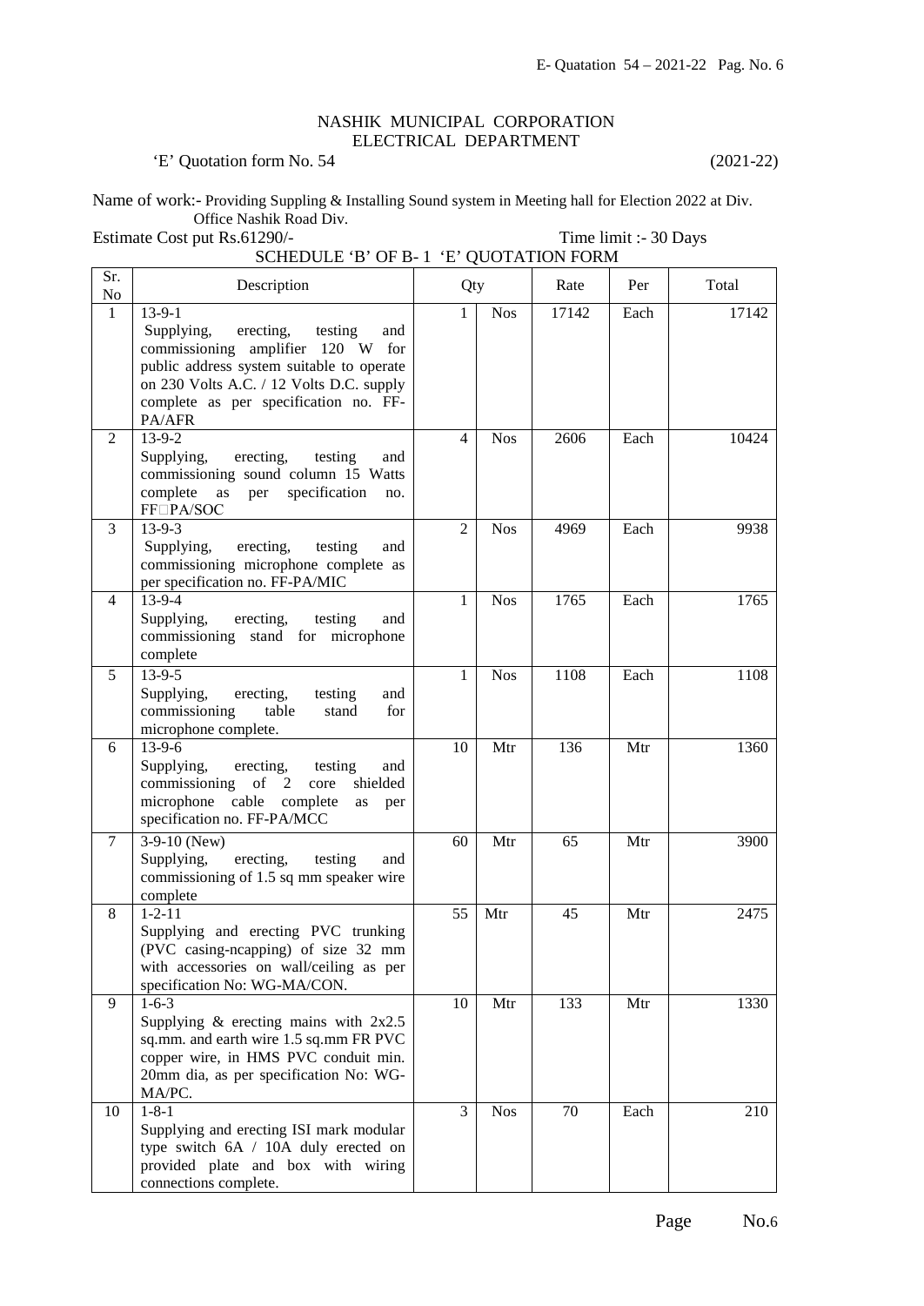# NASHIK MUNICIPAL CORPORATION
## ELECTRICAL DEPARTMENT

'E' Quotation form No. 54 (2021-22)

Name of work:- Providing Suppling & Installing Sound system in Meeting hall for Election 2022 at Div. Office Nashik Road Div.

Estimate Cost put Rs.61290/- Time limit :- 30 Days

SCHEDULE 'B' OF B- 1 'E' QUOTATION FORM

| Sr. No | Description | Qty | | Rate | Per | Total |
|---|---|---|---|---|---|---|
| 1 | 13-9-1<br>Supplying, erecting, testing and commissioning amplifier 120 W for public address system suitable to operate on 230 Volts A.C. / 12 Volts D.C. supply complete as per specification no. FF-PA/AFR | 1 | Nos | 17142 | Each | 17142 |
| 2 | 13-9-2<br>Supplying, erecting, testing and commissioning sound column 15 Watts complete as per specification no. FF□PA/SOC | 4 | Nos | 2606 | Each | 10424 |
| 3 | 13-9-3<br>Supplying, erecting, testing and commissioning microphone complete as per specification no. FF-PA/MIC | 2 | Nos | 4969 | Each | 9938 |
| 4 | 13-9-4<br>Supplying, erecting, testing and commissioning stand for microphone complete | 1 | Nos | 1765 | Each | 1765 |
| 5 | 13-9-5<br>Supplying, erecting, testing and commissioning table stand for microphone complete. | 1 | Nos | 1108 | Each | 1108 |
| 6 | 13-9-6<br>Supplying, erecting, testing and commissioning of 2 core shielded microphone cable complete as per specification no. FF-PA/MCC | 10 | Mtr | 136 | Mtr | 1360 |
| 7 | 3-9-10 (New)<br>Supplying, erecting, testing and commissioning of 1.5 sq mm speaker wire complete | 60 | Mtr | 65 | Mtr | 3900 |
| 8 | 1-2-11<br>Supplying and erecting PVC trunking (PVC casing-ncapping) of size 32 mm with accessories on wall/ceiling as per specification No: WG-MA/CON. | 55 | Mtr | 45 | Mtr | 2475 |
| 9 | 1-6-3<br>Supplying & erecting mains with 2x2.5 sq.mm. and earth wire 1.5 sq.mm FR PVC copper wire, in HMS PVC conduit min. 20mm dia, as per specification No: WG-MA/PC. | 10 | Mtr | 133 | Mtr | 1330 |
| 10 | 1-8-1<br>Supplying and erecting ISI mark modular type switch 6A / 10A duly erected on provided plate and box with wiring connections complete. | 3 | Nos | 70 | Each | 210 |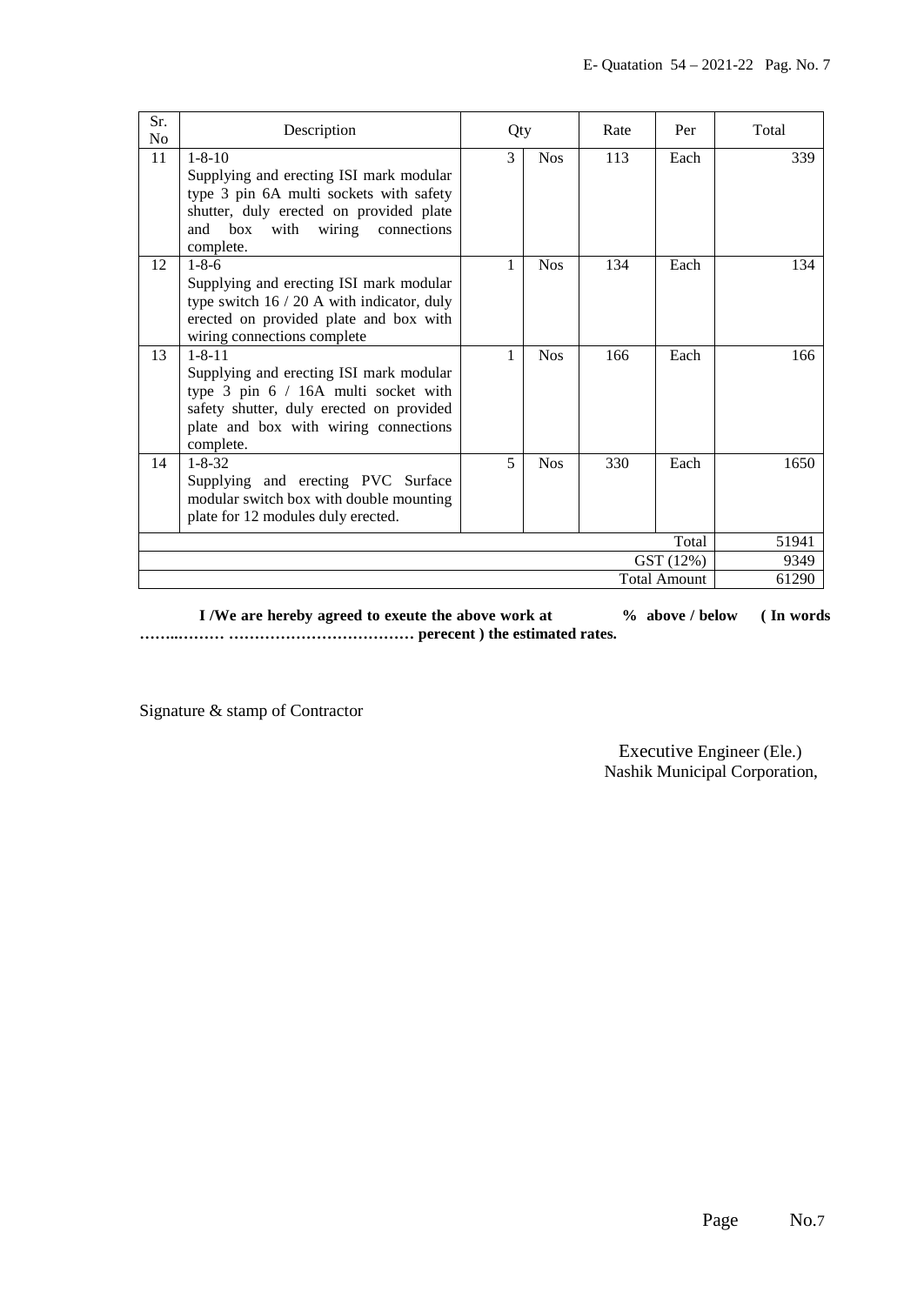| Sr. No | Description | Qty | | Rate | Per | Total |
|---|---|---|---|---|---|---|
| 11 | 1-8-10<br>Supplying and erecting ISI mark modular type 3 pin 6A multi sockets with safety shutter, duly erected on provided plate and box with wiring connections complete. | 3 | Nos | 113 | Each | 339 |
| 12 | 1-8-6<br>Supplying and erecting ISI mark modular type switch 16 / 20 A with indicator, duly erected on provided plate and box with wiring connections complete | 1 | Nos | 134 | Each | 134 |
| 13 | 1-8-11<br>Supplying and erecting ISI mark modular type 3 pin 6 / 16A multi socket with safety shutter, duly erected on provided plate and box with wiring connections complete. | 1 | Nos | 166 | Each | 166 |
| 14 | 1-8-32<br>Supplying and erecting PVC Surface modular switch box with double mounting plate for 12 modules duly erected. | 5 | Nos | 330 | Each | 1650 |
| | | | | | Total | 51941 |
| | | | | | GST (12%) | 9349 |
| | | | | | Total Amount | 61290 |

**I /We are hereby agreed to exeute the above work at % above / below ( In words ……..……… ……………………………… perecent ) the estimated rates.**

Signature & stamp of Contractor

Executive Engineer (Ele.)
Nashik Municipal Corporation,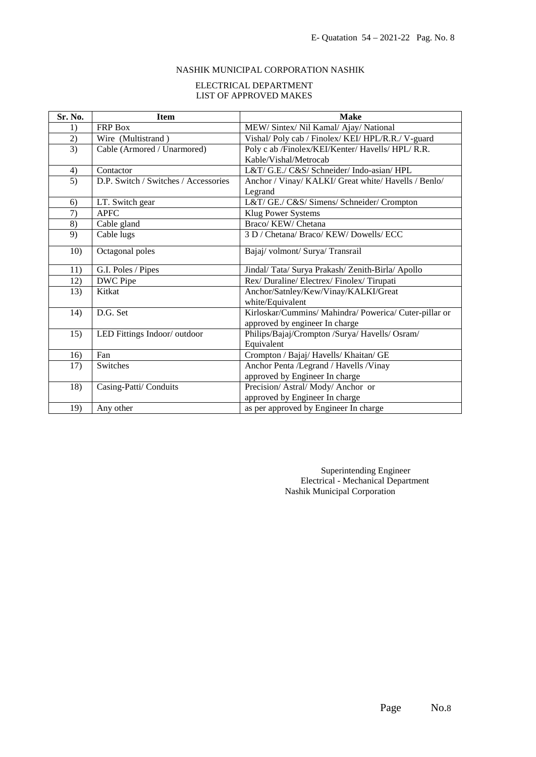NASHIK MUNICIPAL CORPORATION NASHIK

ELECTRICAL DEPARTMENT
LIST OF APPROVED MAKES

| Sr. No. | Item | Make |
|---|---|---|
| 1) | FRP Box | MEW/ Sintex/ Nil Kamal/ Ajay/ National |
| 2) | Wire (Multistrand ) | Vishal/ Poly cab / Finolex/ KEI/ HPL/R.R./ V-guard |
| 3) | Cable (Armored / Unarmored) | Poly c ab /Finolex/KEI/Kenter/ Havells/ HPL/ R.R. Kable/Vishal/Metrocab |
| 4) | Contactor | L&T/ G.E./ C&S/ Schneider/ Indo-asian/ HPL |
| 5) | D.P. Switch / Switches / Accessories | Anchor / Vinay/ KALKI/ Great white/ Havells / Benlo/ Legrand |
| 6) | LT. Switch gear | L&T/ GE./ C&S/ Simens/ Schneider/ Crompton |
| 7) | APFC | Klug Power Systems |
| 8) | Cable gland | Braco/ KEW/ Chetana |
| 9) | Cable lugs | 3 D / Chetana/ Braco/ KEW/ Dowells/ ECC |
| 10) | Octagonal poles | Bajaj/ volmont/ Surya/ Transrail |
| 11) | G.I. Poles / Pipes | Jindal/ Tata/ Surya Prakash/ Zenith-Birla/ Apollo |
| 12) | DWC Pipe | Rex/ Duraline/ Electrex/ Finolex/ Tirupati |
| 13) | Kitkat | Anchor/Satnley/Kew/Vinay/KALKI/Great white/Equivalent |
| 14) | D.G. Set | Kirloskar/Cummins/ Mahindra/ Powerica/ Cuter-pillar or approved by engineer In charge |
| 15) | LED Fittings Indoor/ outdoor | Philips/Bajaj/Crompton /Surya/ Havells/ Osram/ Equivalent |
| 16) | Fan | Crompton / Bajaj/ Havells/ Khaitan/ GE |
| 17) | Switches | Anchor Penta /Legrand / Havells /Vinay approved by Engineer In charge |
| 18) | Casing-Patti/ Conduits | Precision/ Astral/ Mody/ Anchor or approved by Engineer In charge |
| 19) | Any other | as per approved by Engineer In charge |

Superintending Engineer
Electrical - Mechanical Department
Nashik Municipal Corporation